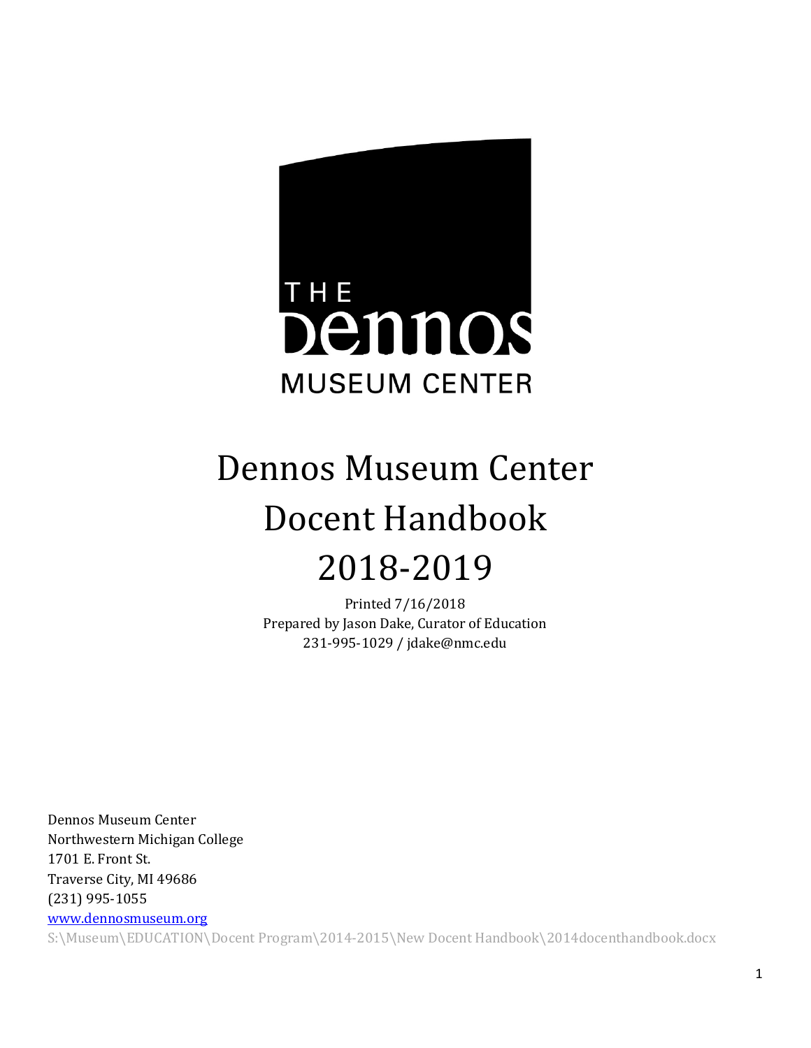THE Dennos MUSEUM CENTER

# Dennos Museum Center
# Docent Handbook
# 2018-2019

Printed 7/16/2018
Prepared by Jason Dake, Curator of Education
231-995-1029 / jdake@nmc.edu

Dennos Museum Center
Northwestern Michigan College
1701 E. Front St.
Traverse City, MI 49686
(231) 995-1055
www.dennosmuseum.org
S:\Museum\EDUCATION\Docent Program\2014-2015\New Docent Handbook\2014docenthandbook.docx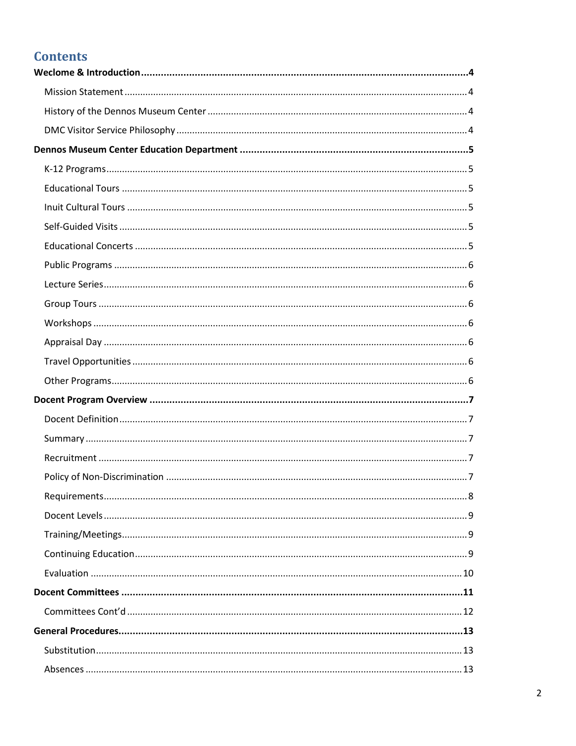# Contents

**Weclome & Introduction** .......... **4**

- Mission Statement .......... 4
- History of the Dennos Museum Center .......... 4
- DMC Visitor Service Philosophy .......... 4

**Dennos Museum Center Education Department** .......... **5**

- K-12 Programs .......... 5
- Educational Tours .......... 5
- Inuit Cultural Tours .......... 5
- Self-Guided Visits .......... 5
- Educational Concerts .......... 5
- Public Programs .......... 6
- Lecture Series .......... 6
- Group Tours .......... 6
- Workshops .......... 6
- Appraisal Day .......... 6
- Travel Opportunities .......... 6
- Other Programs .......... 6

**Docent Program Overview** .......... **7**

- Docent Definition .......... 7
- Summary .......... 7
- Recruitment .......... 7
- Policy of Non-Discrimination .......... 7
- Requirements .......... 8
- Docent Levels .......... 9
- Training/Meetings .......... 9
- Continuing Education .......... 9
- Evaluation .......... 10

**Docent Committees** .......... **11**

- Committees Cont'd .......... 12

**General Procedures** .......... **13**

- Substitution .......... 13
- Absences .......... 13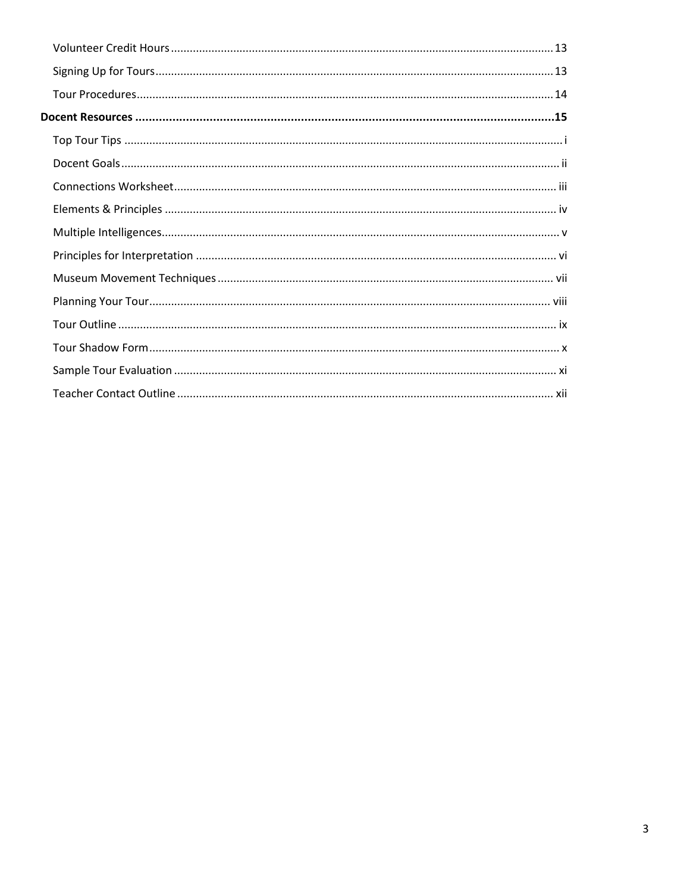- Volunteer Credit Hours ........ 13
- Signing Up for Tours ........ 13
- Tour Procedures ........ 14

**Docent Resources ........ 15**

- Top Tour Tips ........ i
- Docent Goals ........ ii
- Connections Worksheet ........ iii
- Elements & Principles ........ iv
- Multiple Intelligences ........ v
- Principles for Interpretation ........ vi
- Museum Movement Techniques ........ vii
- Planning Your Tour ........ viii
- Tour Outline ........ ix
- Tour Shadow Form ........ x
- Sample Tour Evaluation ........ xi
- Teacher Contact Outline ........ xii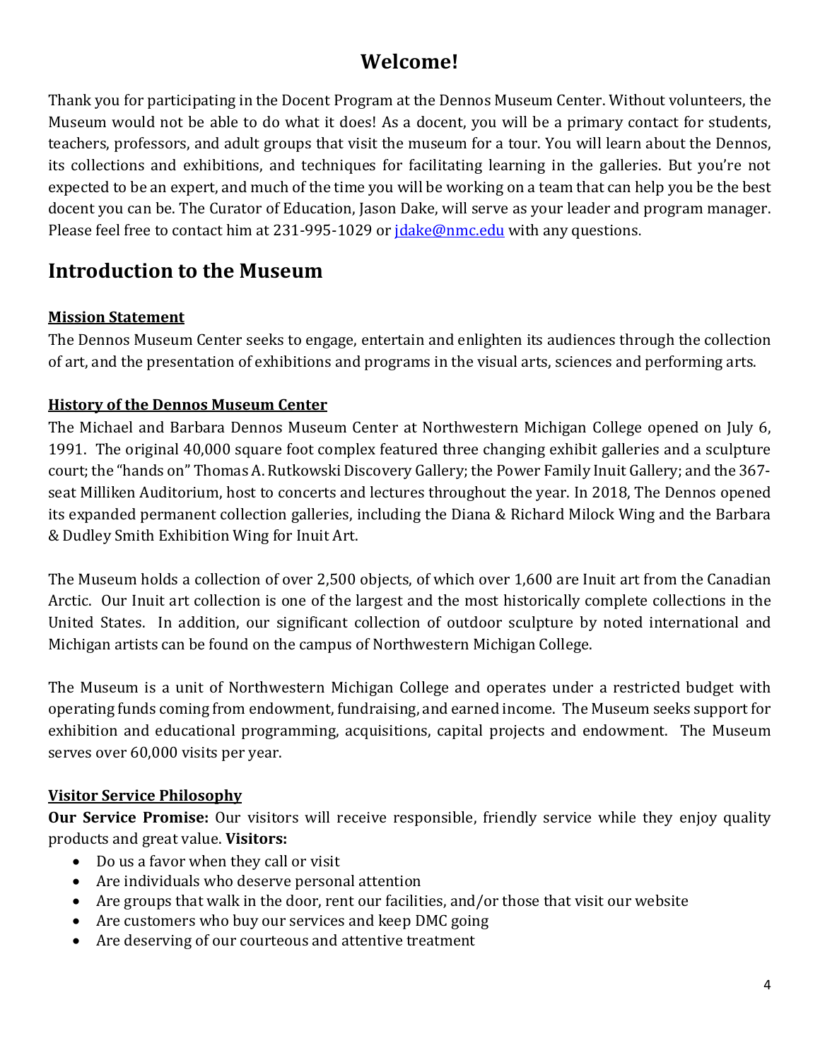# Welcome!

Thank you for participating in the Docent Program at the Dennos Museum Center. Without volunteers, the Museum would not be able to do what it does! As a docent, you will be a primary contact for students, teachers, professors, and adult groups that visit the museum for a tour. You will learn about the Dennos, its collections and exhibitions, and techniques for facilitating learning in the galleries. But you're not expected to be an expert, and much of the time you will be working on a team that can help you be the best docent you can be. The Curator of Education, Jason Dake, will serve as your leader and program manager. Please feel free to contact him at 231-995-1029 or [jdake@nmc.edu](mailto:jdake@nmc.edu) with any questions.

## Introduction to the Museum

**Mission Statement**

The Dennos Museum Center seeks to engage, entertain and enlighten its audiences through the collection of art, and the presentation of exhibitions and programs in the visual arts, sciences and performing arts.

**History of the Dennos Museum Center**

The Michael and Barbara Dennos Museum Center at Northwestern Michigan College opened on July 6, 1991. The original 40,000 square foot complex featured three changing exhibit galleries and a sculpture court; the "hands on" Thomas A. Rutkowski Discovery Gallery; the Power Family Inuit Gallery; and the 367-seat Milliken Auditorium, host to concerts and lectures throughout the year. In 2018, The Dennos opened its expanded permanent collection galleries, including the Diana & Richard Milock Wing and the Barbara & Dudley Smith Exhibition Wing for Inuit Art.

The Museum holds a collection of over 2,500 objects, of which over 1,600 are Inuit art from the Canadian Arctic. Our Inuit art collection is one of the largest and the most historically complete collections in the United States. In addition, our significant collection of outdoor sculpture by noted international and Michigan artists can be found on the campus of Northwestern Michigan College.

The Museum is a unit of Northwestern Michigan College and operates under a restricted budget with operating funds coming from endowment, fundraising, and earned income. The Museum seeks support for exhibition and educational programming, acquisitions, capital projects and endowment. The Museum serves over 60,000 visits per year.

**Visitor Service Philosophy**

**Our Service Promise:** Our visitors will receive responsible, friendly service while they enjoy quality products and great value. **Visitors:**

- Do us a favor when they call or visit
- Are individuals who deserve personal attention
- Are groups that walk in the door, rent our facilities, and/or those that visit our website
- Are customers who buy our services and keep DMC going
- Are deserving of our courteous and attentive treatment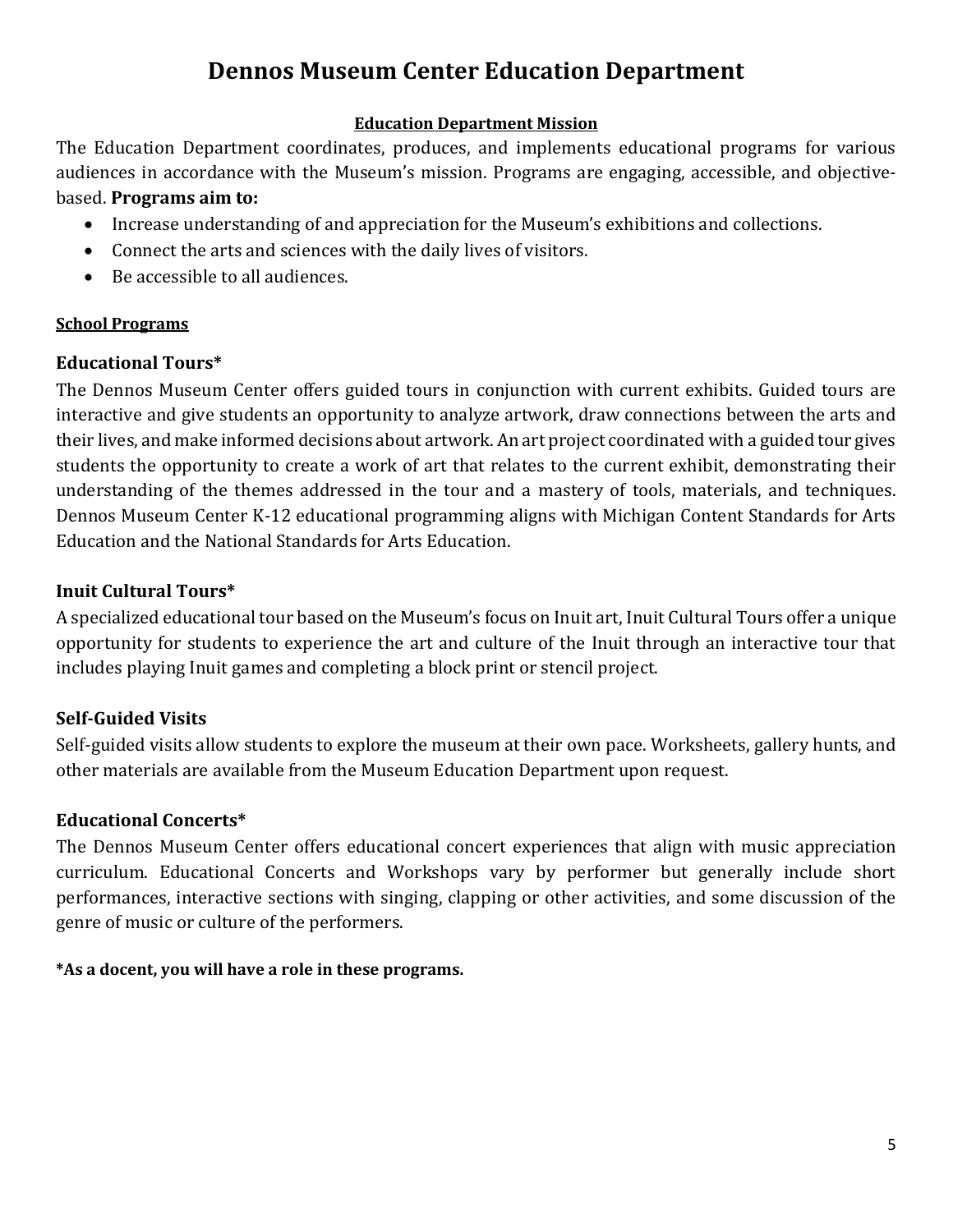# Dennos Museum Center Education Department

## Education Department Mission

The Education Department coordinates, produces, and implements educational programs for various audiences in accordance with the Museum's mission. Programs are engaging, accessible, and objective-based. **Programs aim to:**

- Increase understanding of and appreciation for the Museum's exhibitions and collections.
- Connect the arts and sciences with the daily lives of visitors.
- Be accessible to all audiences.

**School Programs**

### Educational Tours*

The Dennos Museum Center offers guided tours in conjunction with current exhibits. Guided tours are interactive and give students an opportunity to analyze artwork, draw connections between the arts and their lives, and make informed decisions about artwork. An art project coordinated with a guided tour gives students the opportunity to create a work of art that relates to the current exhibit, demonstrating their understanding of the themes addressed in the tour and a mastery of tools, materials, and techniques. Dennos Museum Center K-12 educational programming aligns with Michigan Content Standards for Arts Education and the National Standards for Arts Education.

### Inuit Cultural Tours*

A specialized educational tour based on the Museum's focus on Inuit art, Inuit Cultural Tours offer a unique opportunity for students to experience the art and culture of the Inuit through an interactive tour that includes playing Inuit games and completing a block print or stencil project.

### Self-Guided Visits

Self-guided visits allow students to explore the museum at their own pace. Worksheets, gallery hunts, and other materials are available from the Museum Education Department upon request.

### Educational Concerts*

The Dennos Museum Center offers educational concert experiences that align with music appreciation curriculum. Educational Concerts and Workshops vary by performer but generally include short performances, interactive sections with singing, clapping or other activities, and some discussion of the genre of music or culture of the performers.

**\*As a docent, you will have a role in these programs.**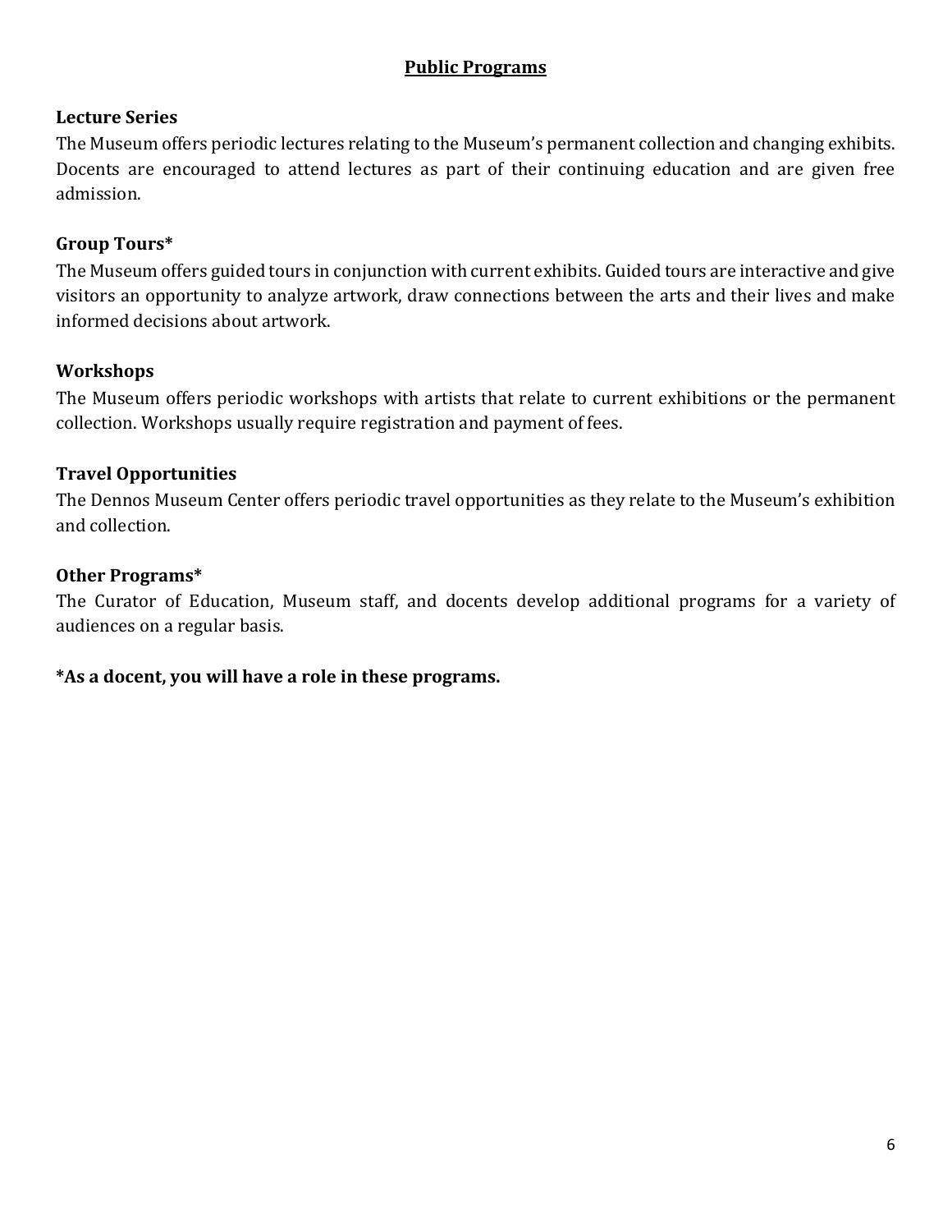## Public Programs

### Lecture Series

The Museum offers periodic lectures relating to the Museum's permanent collection and changing exhibits. Docents are encouraged to attend lectures as part of their continuing education and are given free admission.

### Group Tours*

The Museum offers guided tours in conjunction with current exhibits. Guided tours are interactive and give visitors an opportunity to analyze artwork, draw connections between the arts and their lives and make informed decisions about artwork.

### Workshops

The Museum offers periodic workshops with artists that relate to current exhibitions or the permanent collection. Workshops usually require registration and payment of fees.

### Travel Opportunities

The Dennos Museum Center offers periodic travel opportunities as they relate to the Museum's exhibition and collection.

### Other Programs*

The Curator of Education, Museum staff, and docents develop additional programs for a variety of audiences on a regular basis.

**\*As a docent, you will have a role in these programs.**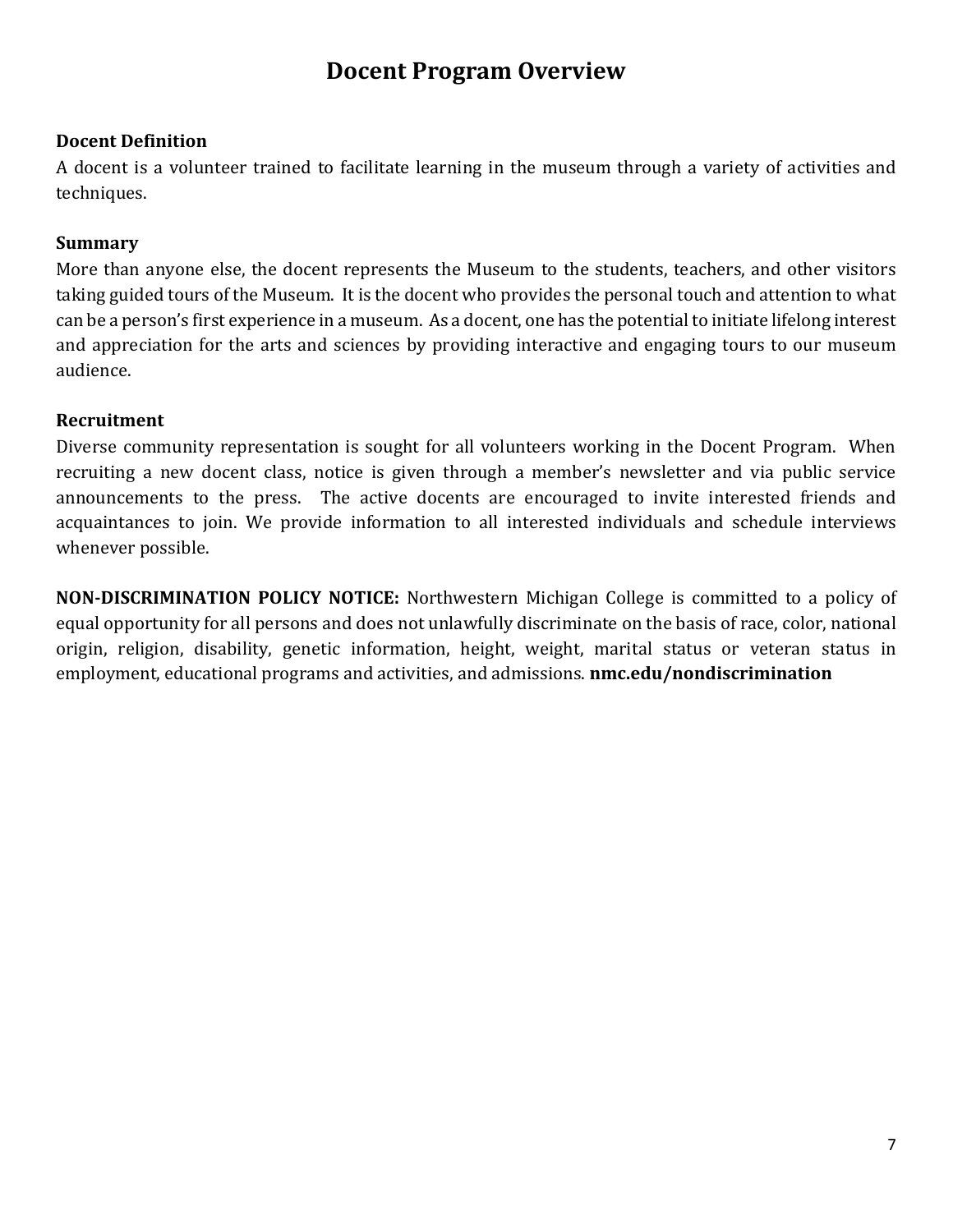# Docent Program Overview

**Docent Definition**

A docent is a volunteer trained to facilitate learning in the museum through a variety of activities and techniques.

**Summary**

More than anyone else, the docent represents the Museum to the students, teachers, and other visitors taking guided tours of the Museum. It is the docent who provides the personal touch and attention to what can be a person's first experience in a museum. As a docent, one has the potential to initiate lifelong interest and appreciation for the arts and sciences by providing interactive and engaging tours to our museum audience.

**Recruitment**

Diverse community representation is sought for all volunteers working in the Docent Program. When recruiting a new docent class, notice is given through a member's newsletter and via public service announcements to the press. The active docents are encouraged to invite interested friends and acquaintances to join. We provide information to all interested individuals and schedule interviews whenever possible.

**NON-DISCRIMINATION POLICY NOTICE:** Northwestern Michigan College is committed to a policy of equal opportunity for all persons and does not unlawfully discriminate on the basis of race, color, national origin, religion, disability, genetic information, height, weight, marital status or veteran status in employment, educational programs and activities, and admissions. **nmc.edu/nondiscrimination**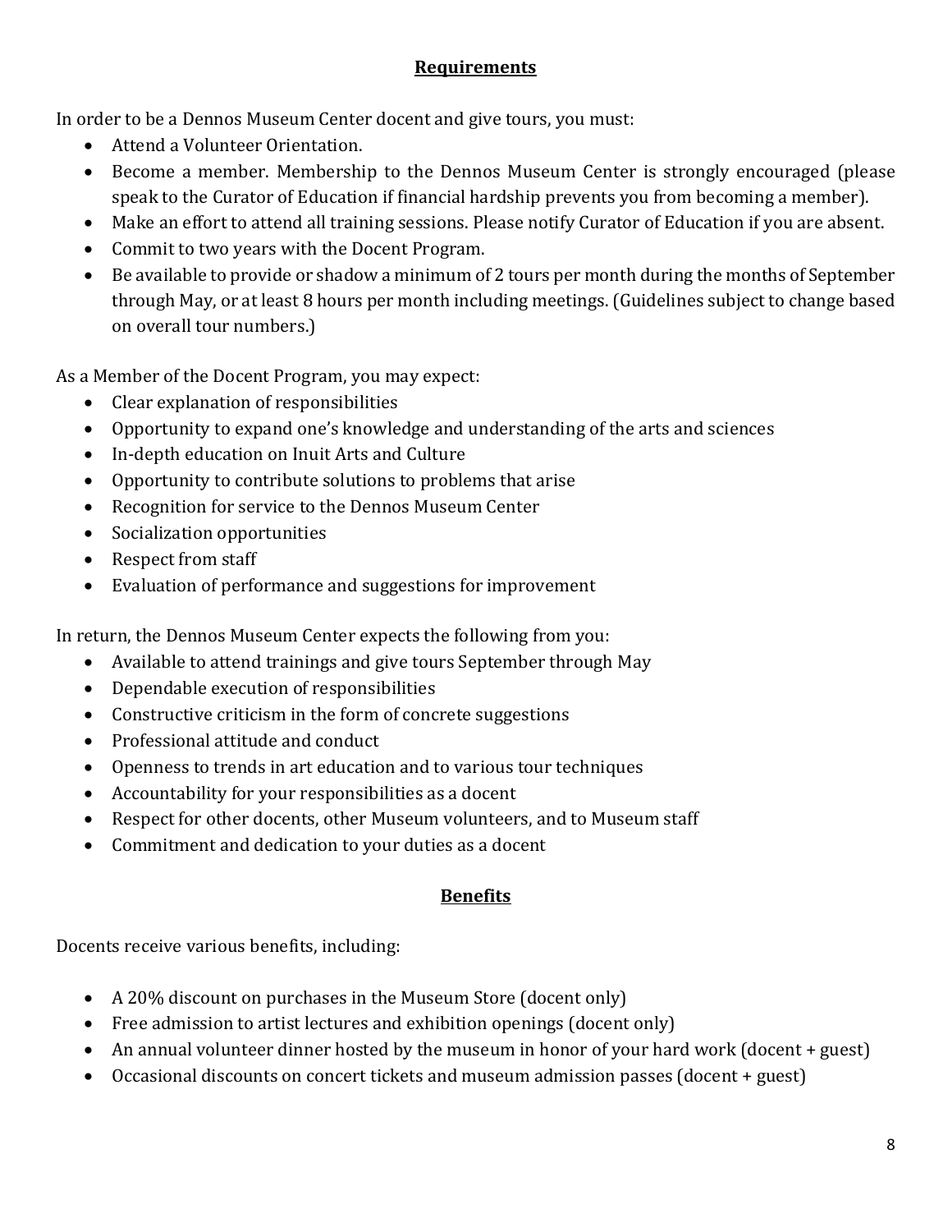## Requirements

In order to be a Dennos Museum Center docent and give tours, you must:

- Attend a Volunteer Orientation.
- Become a member. Membership to the Dennos Museum Center is strongly encouraged (please speak to the Curator of Education if financial hardship prevents you from becoming a member).
- Make an effort to attend all training sessions. Please notify Curator of Education if you are absent.
- Commit to two years with the Docent Program.
- Be available to provide or shadow a minimum of 2 tours per month during the months of September through May, or at least 8 hours per month including meetings. (Guidelines subject to change based on overall tour numbers.)

As a Member of the Docent Program, you may expect:

- Clear explanation of responsibilities
- Opportunity to expand one's knowledge and understanding of the arts and sciences
- In-depth education on Inuit Arts and Culture
- Opportunity to contribute solutions to problems that arise
- Recognition for service to the Dennos Museum Center
- Socialization opportunities
- Respect from staff
- Evaluation of performance and suggestions for improvement

In return, the Dennos Museum Center expects the following from you:

- Available to attend trainings and give tours September through May
- Dependable execution of responsibilities
- Constructive criticism in the form of concrete suggestions
- Professional attitude and conduct
- Openness to trends in art education and to various tour techniques
- Accountability for your responsibilities as a docent
- Respect for other docents, other Museum volunteers, and to Museum staff
- Commitment and dedication to your duties as a docent

## Benefits

Docents receive various benefits, including:

- A 20% discount on purchases in the Museum Store (docent only)
- Free admission to artist lectures and exhibition openings (docent only)
- An annual volunteer dinner hosted by the museum in honor of your hard work (docent + guest)
- Occasional discounts on concert tickets and museum admission passes (docent + guest)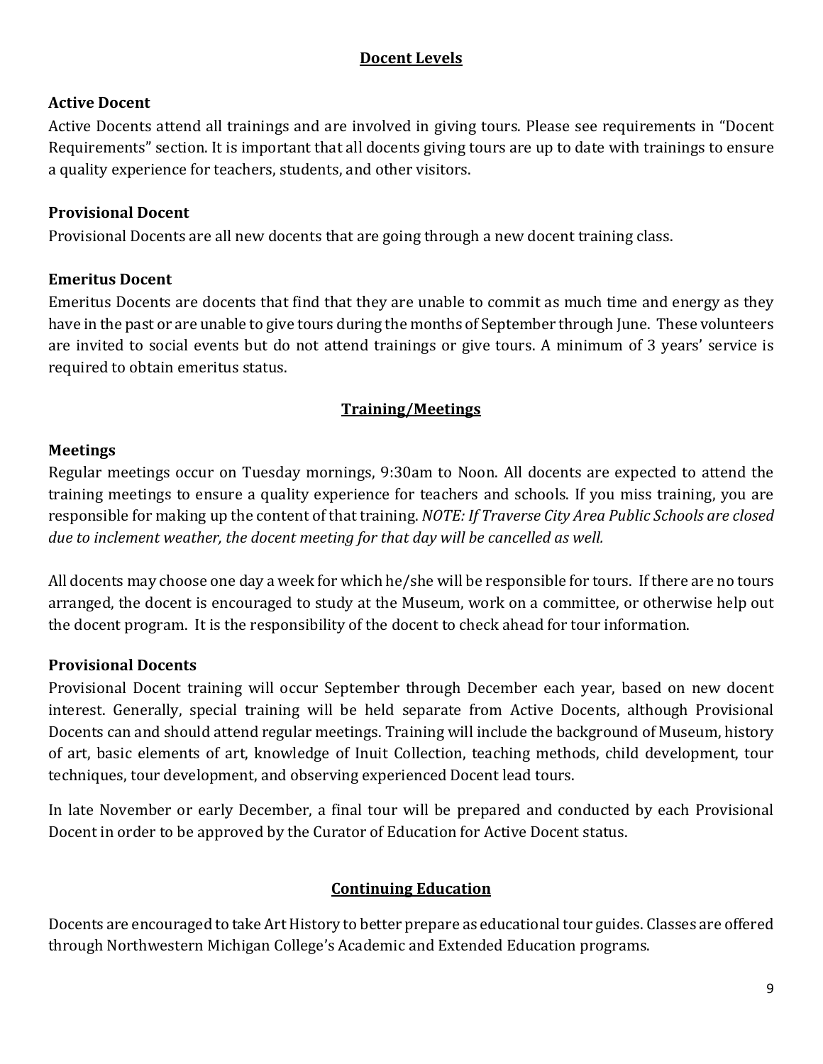## Docent Levels

### Active Docent

Active Docents attend all trainings and are involved in giving tours. Please see requirements in "Docent Requirements" section. It is important that all docents giving tours are up to date with trainings to ensure a quality experience for teachers, students, and other visitors.

### Provisional Docent

Provisional Docents are all new docents that are going through a new docent training class.

### Emeritus Docent

Emeritus Docents are docents that find that they are unable to commit as much time and energy as they have in the past or are unable to give tours during the months of September through June. These volunteers are invited to social events but do not attend trainings or give tours. A minimum of 3 years' service is required to obtain emeritus status.

## Training/Meetings

### Meetings

Regular meetings occur on Tuesday mornings, 9:30am to Noon. All docents are expected to attend the training meetings to ensure a quality experience for teachers and schools. If you miss training, you are responsible for making up the content of that training. *NOTE: If Traverse City Area Public Schools are closed due to inclement weather, the docent meeting for that day will be cancelled as well.*

All docents may choose one day a week for which he/she will be responsible for tours. If there are no tours arranged, the docent is encouraged to study at the Museum, work on a committee, or otherwise help out the docent program. It is the responsibility of the docent to check ahead for tour information.

### Provisional Docents

Provisional Docent training will occur September through December each year, based on new docent interest. Generally, special training will be held separate from Active Docents, although Provisional Docents can and should attend regular meetings. Training will include the background of Museum, history of art, basic elements of art, knowledge of Inuit Collection, teaching methods, child development, tour techniques, tour development, and observing experienced Docent lead tours.

In late November or early December, a final tour will be prepared and conducted by each Provisional Docent in order to be approved by the Curator of Education for Active Docent status.

## Continuing Education

Docents are encouraged to take Art History to better prepare as educational tour guides. Classes are offered through Northwestern Michigan College's Academic and Extended Education programs.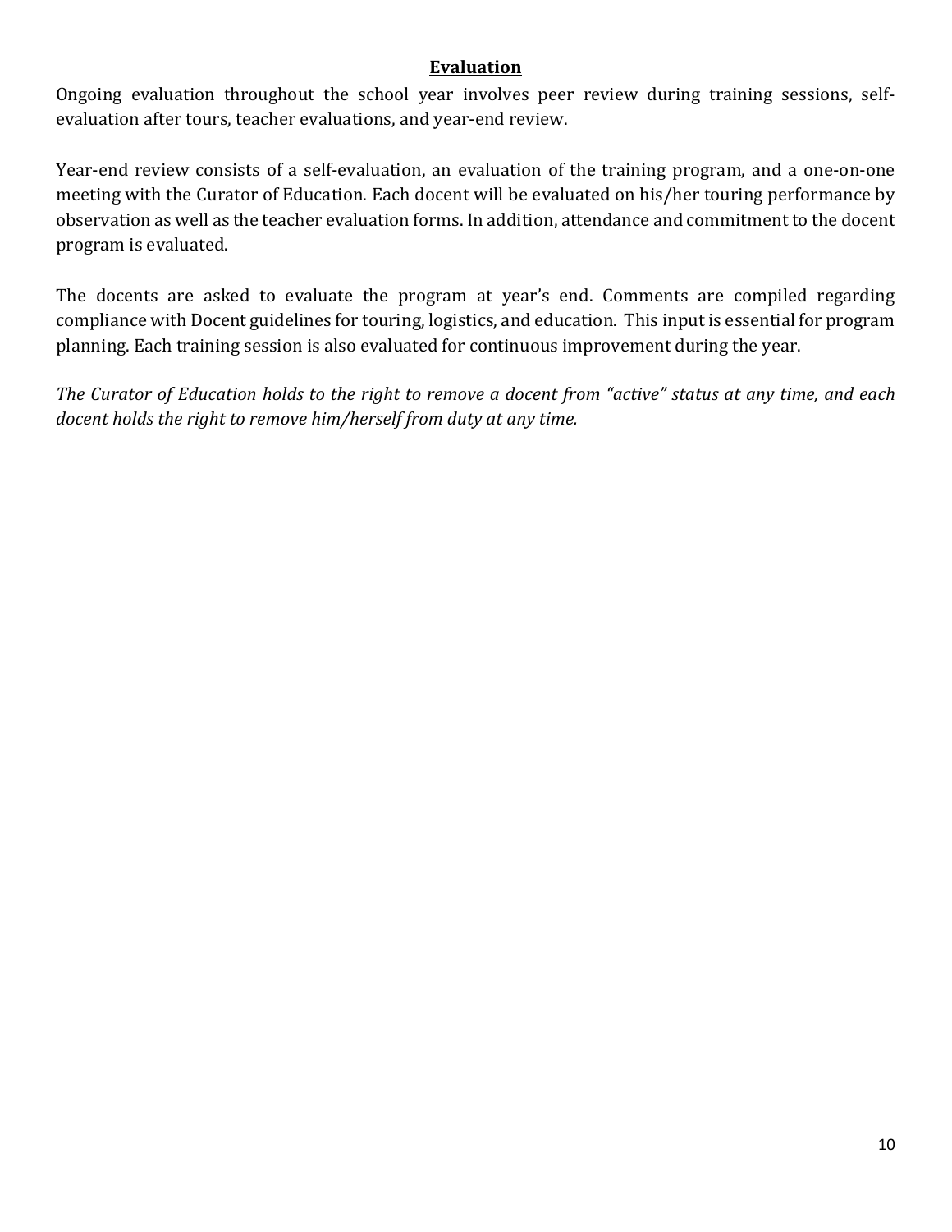## Evaluation

Ongoing evaluation throughout the school year involves peer review during training sessions, self-evaluation after tours, teacher evaluations, and year-end review.

Year-end review consists of a self-evaluation, an evaluation of the training program, and a one-on-one meeting with the Curator of Education. Each docent will be evaluated on his/her touring performance by observation as well as the teacher evaluation forms. In addition, attendance and commitment to the docent program is evaluated.

The docents are asked to evaluate the program at year's end. Comments are compiled regarding compliance with Docent guidelines for touring, logistics, and education. This input is essential for program planning. Each training session is also evaluated for continuous improvement during the year.

*The Curator of Education holds to the right to remove a docent from "active" status at any time, and each docent holds the right to remove him/herself from duty at any time.*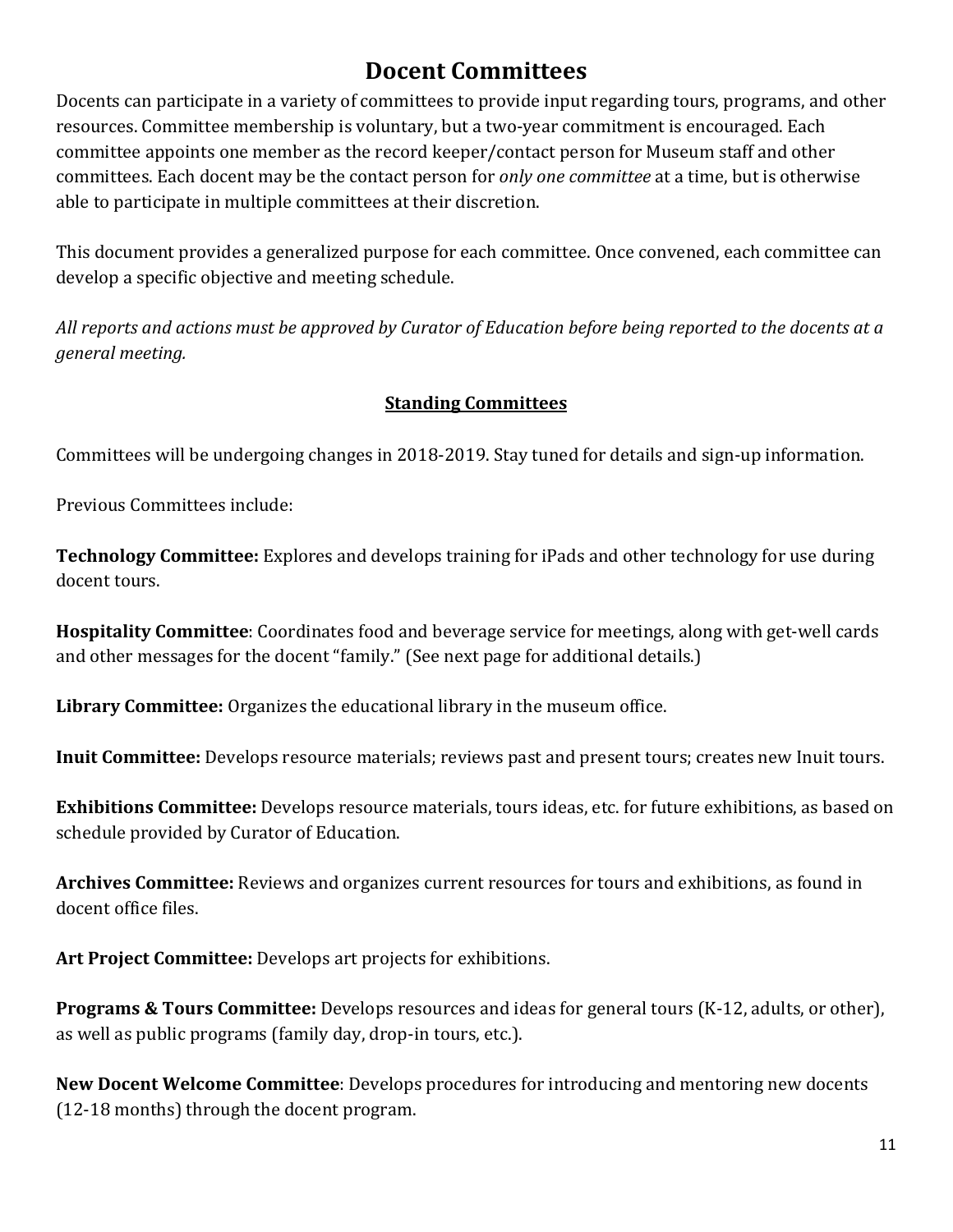# Docent Committees

Docents can participate in a variety of committees to provide input regarding tours, programs, and other resources. Committee membership is voluntary, but a two-year commitment is encouraged. Each committee appoints one member as the record keeper/contact person for Museum staff and other committees. Each docent may be the contact person for *only one committee* at a time, but is otherwise able to participate in multiple committees at their discretion.

This document provides a generalized purpose for each committee. Once convened, each committee can develop a specific objective and meeting schedule.

*All reports and actions must be approved by Curator of Education before being reported to the docents at a general meeting.*

## Standing Committees

Committees will be undergoing changes in 2018-2019. Stay tuned for details and sign-up information.

Previous Committees include:

**Technology Committee:** Explores and develops training for iPads and other technology for use during docent tours.

**Hospitality Committee**: Coordinates food and beverage service for meetings, along with get-well cards and other messages for the docent "family." (See next page for additional details.)

**Library Committee:** Organizes the educational library in the museum office.

**Inuit Committee:** Develops resource materials; reviews past and present tours; creates new Inuit tours.

**Exhibitions Committee:** Develops resource materials, tours ideas, etc. for future exhibitions, as based on schedule provided by Curator of Education.

**Archives Committee:** Reviews and organizes current resources for tours and exhibitions, as found in docent office files.

**Art Project Committee:** Develops art projects for exhibitions.

**Programs & Tours Committee:** Develops resources and ideas for general tours (K-12, adults, or other), as well as public programs (family day, drop-in tours, etc.).

**New Docent Welcome Committee**: Develops procedures for introducing and mentoring new docents (12-18 months) through the docent program.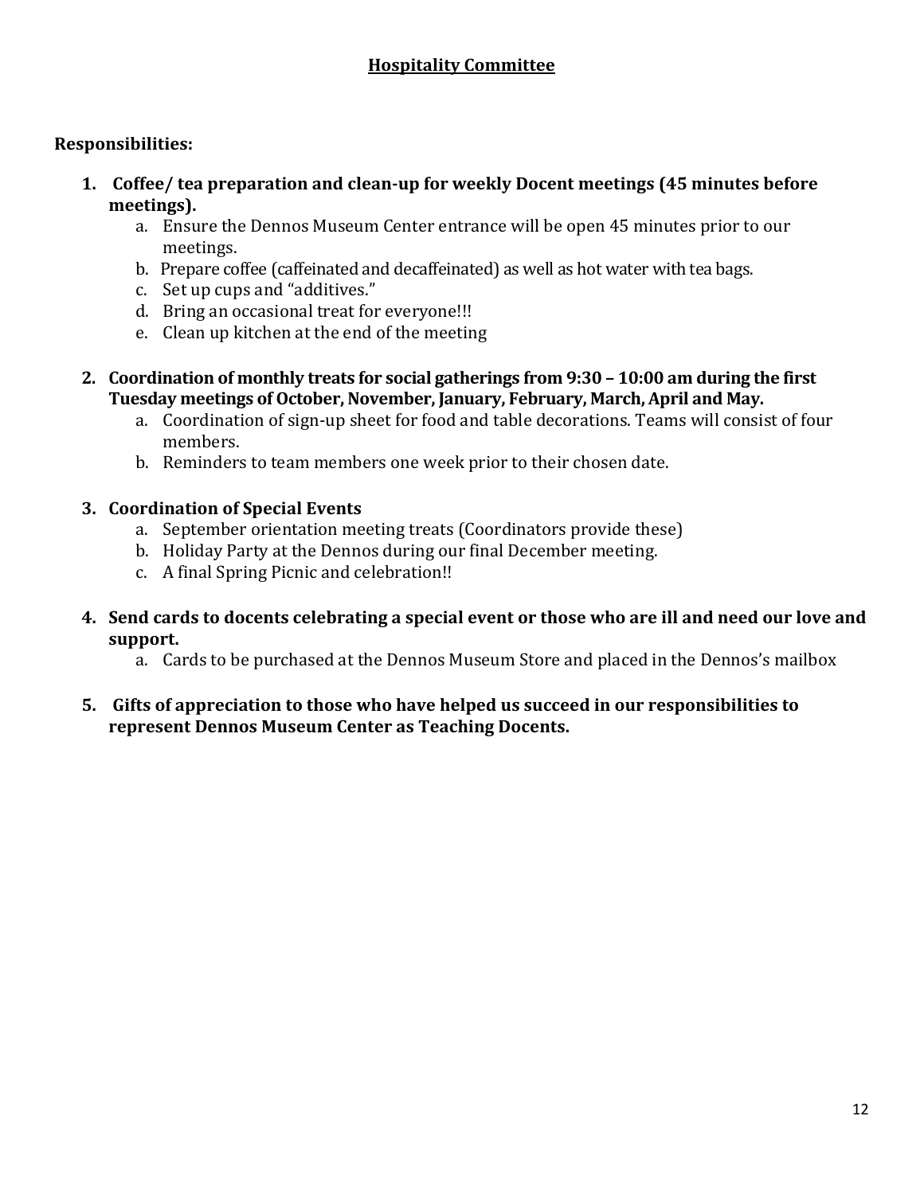## Hospitality Committee

**Responsibilities:**

1. **Coffee/ tea preparation and clean-up for weekly Docent meetings (45 minutes before meetings).**
    a. Ensure the Dennos Museum Center entrance will be open 45 minutes prior to our meetings.
    b. Prepare coffee (caffeinated and decaffeinated) as well as hot water with tea bags.
    c. Set up cups and "additives."
    d. Bring an occasional treat for everyone!!!
    e. Clean up kitchen at the end of the meeting

2. **Coordination of monthly treats for social gatherings from 9:30 – 10:00 am during the first Tuesday meetings of October, November, January, February, March, April and May.**
    a. Coordination of sign-up sheet for food and table decorations. Teams will consist of four members.
    b. Reminders to team members one week prior to their chosen date.

3. **Coordination of Special Events**
    a. September orientation meeting treats (Coordinators provide these)
    b. Holiday Party at the Dennos during our final December meeting.
    c. A final Spring Picnic and celebration!!

4. **Send cards to docents celebrating a special event or those who are ill and need our love and support.**
    a. Cards to be purchased at the Dennos Museum Store and placed in the Dennos's mailbox

5. **Gifts of appreciation to those who have helped us succeed in our responsibilities to represent Dennos Museum Center as Teaching Docents.**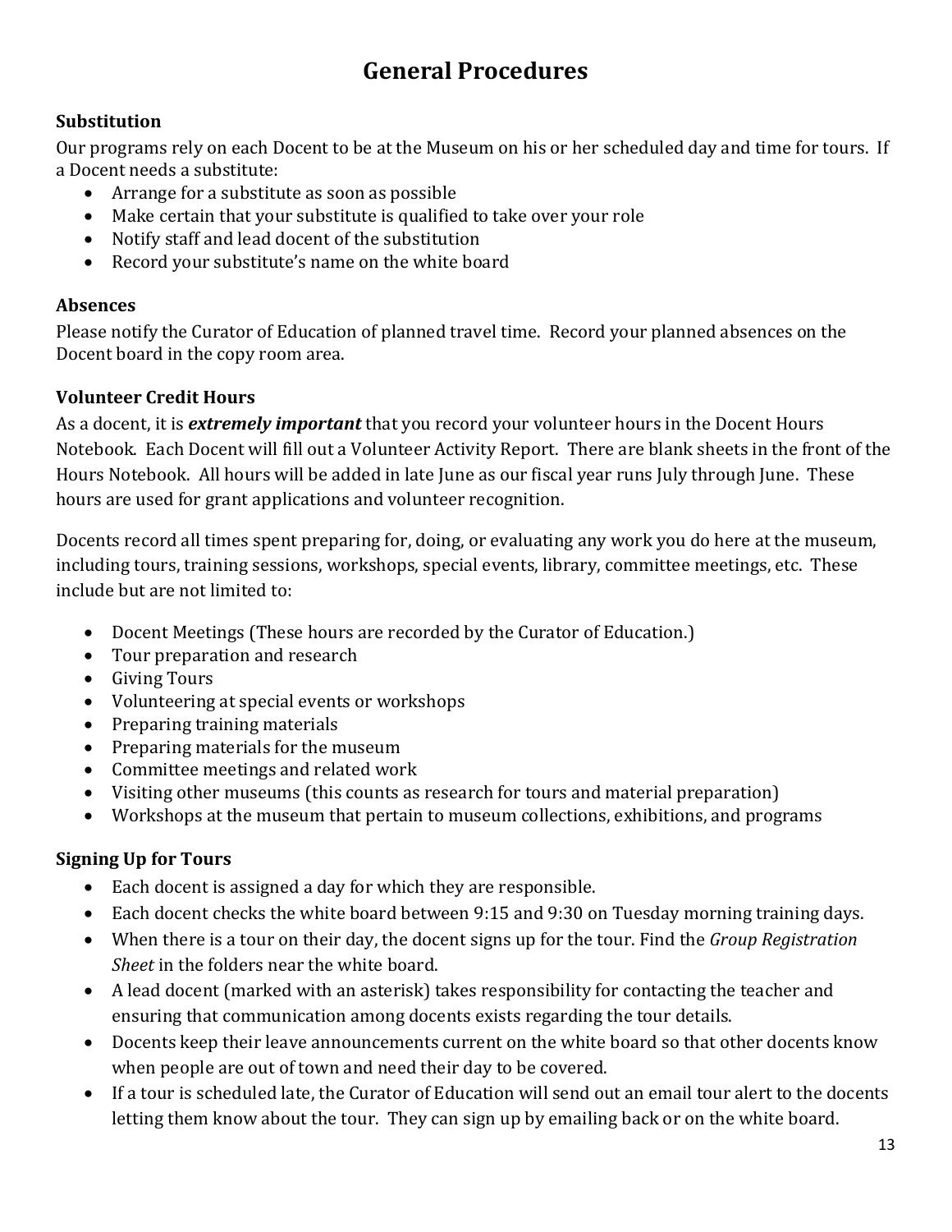# General Procedures

### Substitution

Our programs rely on each Docent to be at the Museum on his or her scheduled day and time for tours. If a Docent needs a substitute:

- Arrange for a substitute as soon as possible
- Make certain that your substitute is qualified to take over your role
- Notify staff and lead docent of the substitution
- Record your substitute's name on the white board

### Absences

Please notify the Curator of Education of planned travel time. Record your planned absences on the Docent board in the copy room area.

### Volunteer Credit Hours

As a docent, it is ***extremely important*** that you record your volunteer hours in the Docent Hours Notebook. Each Docent will fill out a Volunteer Activity Report. There are blank sheets in the front of the Hours Notebook. All hours will be added in late June as our fiscal year runs July through June. These hours are used for grant applications and volunteer recognition.

Docents record all times spent preparing for, doing, or evaluating any work you do here at the museum, including tours, training sessions, workshops, special events, library, committee meetings, etc. These include but are not limited to:

- Docent Meetings (These hours are recorded by the Curator of Education.)
- Tour preparation and research
- Giving Tours
- Volunteering at special events or workshops
- Preparing training materials
- Preparing materials for the museum
- Committee meetings and related work
- Visiting other museums (this counts as research for tours and material preparation)
- Workshops at the museum that pertain to museum collections, exhibitions, and programs

### Signing Up for Tours

- Each docent is assigned a day for which they are responsible.
- Each docent checks the white board between 9:15 and 9:30 on Tuesday morning training days.
- When there is a tour on their day, the docent signs up for the tour. Find the *Group Registration Sheet* in the folders near the white board.
- A lead docent (marked with an asterisk) takes responsibility for contacting the teacher and ensuring that communication among docents exists regarding the tour details.
- Docents keep their leave announcements current on the white board so that other docents know when people are out of town and need their day to be covered.
- If a tour is scheduled late, the Curator of Education will send out an email tour alert to the docents letting them know about the tour. They can sign up by emailing back or on the white board.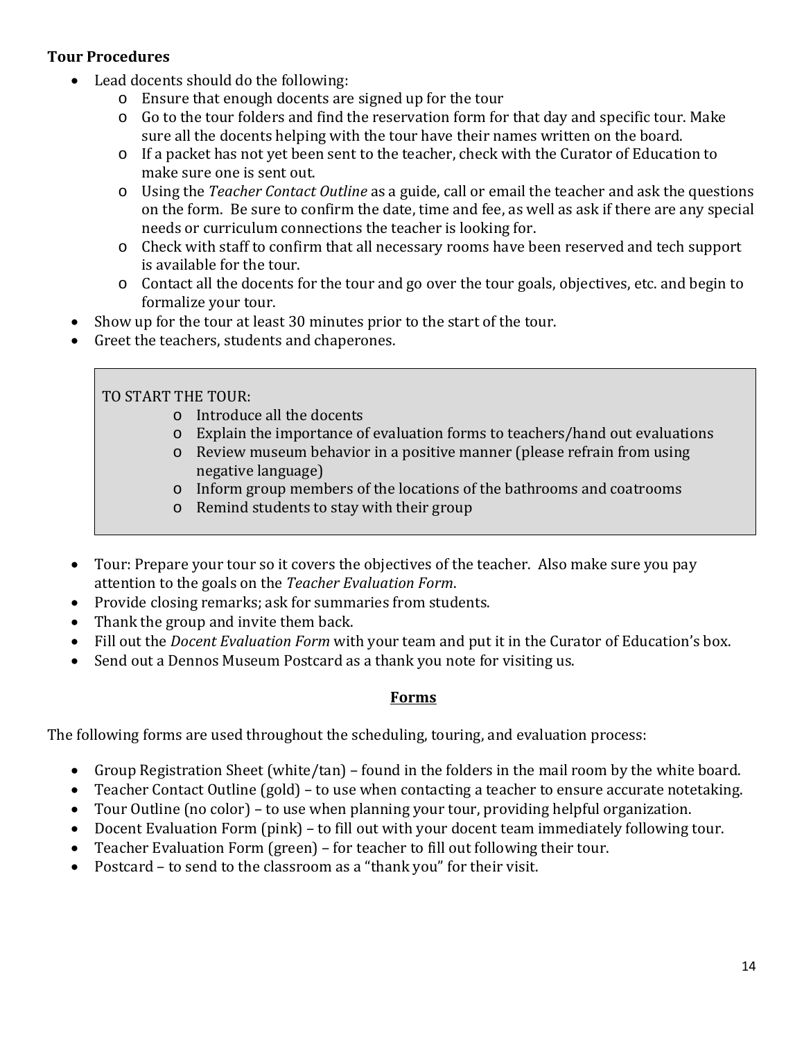**Tour Procedures**

- Lead docents should do the following:
  - Ensure that enough docents are signed up for the tour
  - Go to the tour folders and find the reservation form for that day and specific tour. Make sure all the docents helping with the tour have their names written on the board.
  - If a packet has not yet been sent to the teacher, check with the Curator of Education to make sure one is sent out.
  - Using the *Teacher Contact Outline* as a guide, call or email the teacher and ask the questions on the form. Be sure to confirm the date, time and fee, as well as ask if there are any special needs or curriculum connections the teacher is looking for.
  - Check with staff to confirm that all necessary rooms have been reserved and tech support is available for the tour.
  - Contact all the docents for the tour and go over the tour goals, objectives, etc. and begin to formalize your tour.
- Show up for the tour at least 30 minutes prior to the start of the tour.
- Greet the teachers, students and chaperones.

> TO START THE TOUR:
>
> - Introduce all the docents
> - Explain the importance of evaluation forms to teachers/hand out evaluations
> - Review museum behavior in a positive manner (please refrain from using negative language)
> - Inform group members of the locations of the bathrooms and coatrooms
> - Remind students to stay with their group

- Tour: Prepare your tour so it covers the objectives of the teacher. Also make sure you pay attention to the goals on the *Teacher Evaluation Form*.
- Provide closing remarks; ask for summaries from students.
- Thank the group and invite them back.
- Fill out the *Docent Evaluation Form* with your team and put it in the Curator of Education's box.
- Send out a Dennos Museum Postcard as a thank you note for visiting us.

## Forms

The following forms are used throughout the scheduling, touring, and evaluation process:

- Group Registration Sheet (white/tan) – found in the folders in the mail room by the white board.
- Teacher Contact Outline (gold) – to use when contacting a teacher to ensure accurate notetaking.
- Tour Outline (no color) – to use when planning your tour, providing helpful organization.
- Docent Evaluation Form (pink) – to fill out with your docent team immediately following tour.
- Teacher Evaluation Form (green) – for teacher to fill out following their tour.
- Postcard – to send to the classroom as a "thank you" for their visit.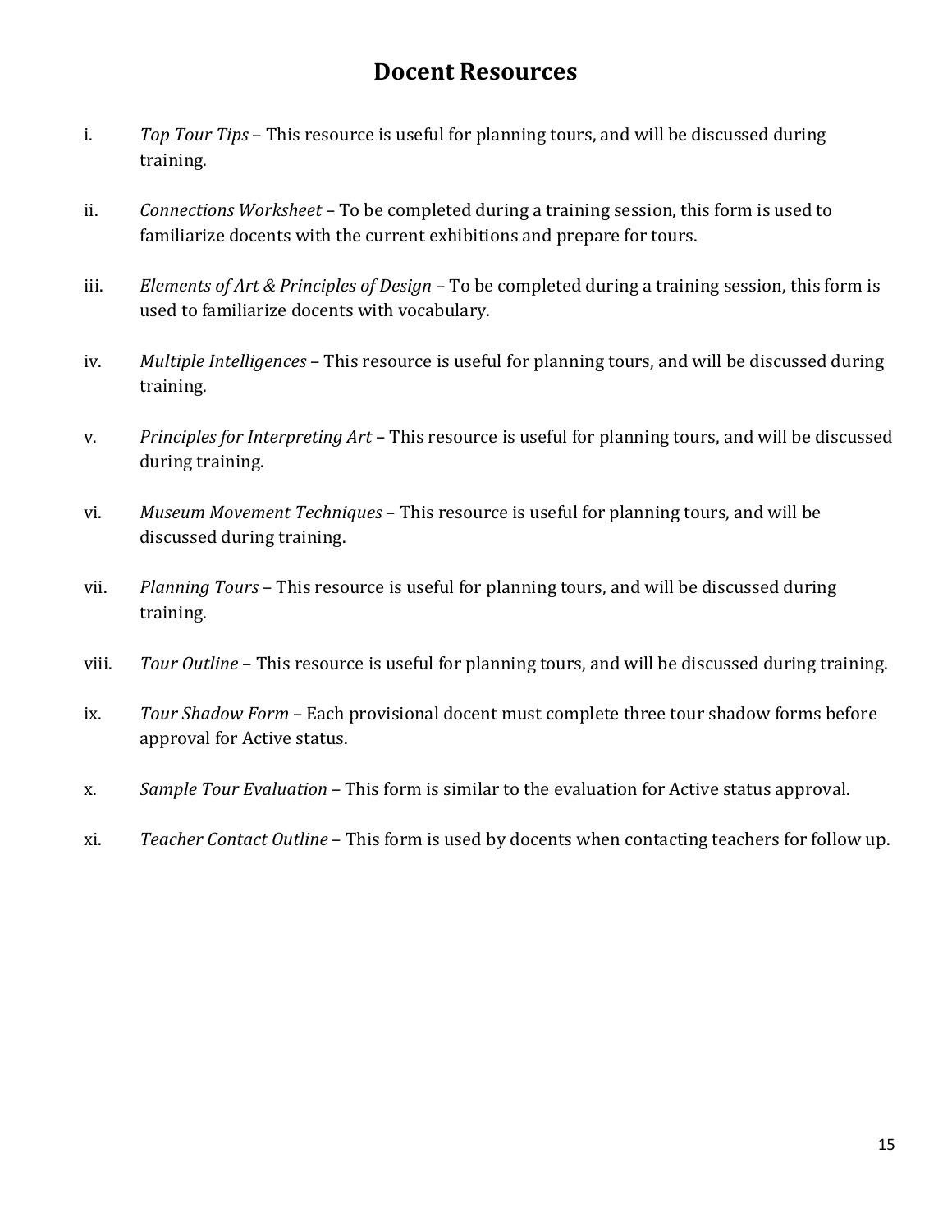# Docent Resources

i. *Top Tour Tips* – This resource is useful for planning tours, and will be discussed during training.

ii. *Connections Worksheet* – To be completed during a training session, this form is used to familiarize docents with the current exhibitions and prepare for tours.

iii. *Elements of Art & Principles of Design* – To be completed during a training session, this form is used to familiarize docents with vocabulary.

iv. *Multiple Intelligences* – This resource is useful for planning tours, and will be discussed during training.

v. *Principles for Interpreting Art* – This resource is useful for planning tours, and will be discussed during training.

vi. *Museum Movement Techniques* – This resource is useful for planning tours, and will be discussed during training.

vii. *Planning Tours* – This resource is useful for planning tours, and will be discussed during training.

viii. *Tour Outline* – This resource is useful for planning tours, and will be discussed during training.

ix. *Tour Shadow Form* – Each provisional docent must complete three tour shadow forms before approval for Active status.

x. *Sample Tour Evaluation* – This form is similar to the evaluation for Active status approval.

xi. *Teacher Contact Outline* – This form is used by docents when contacting teachers for follow up.